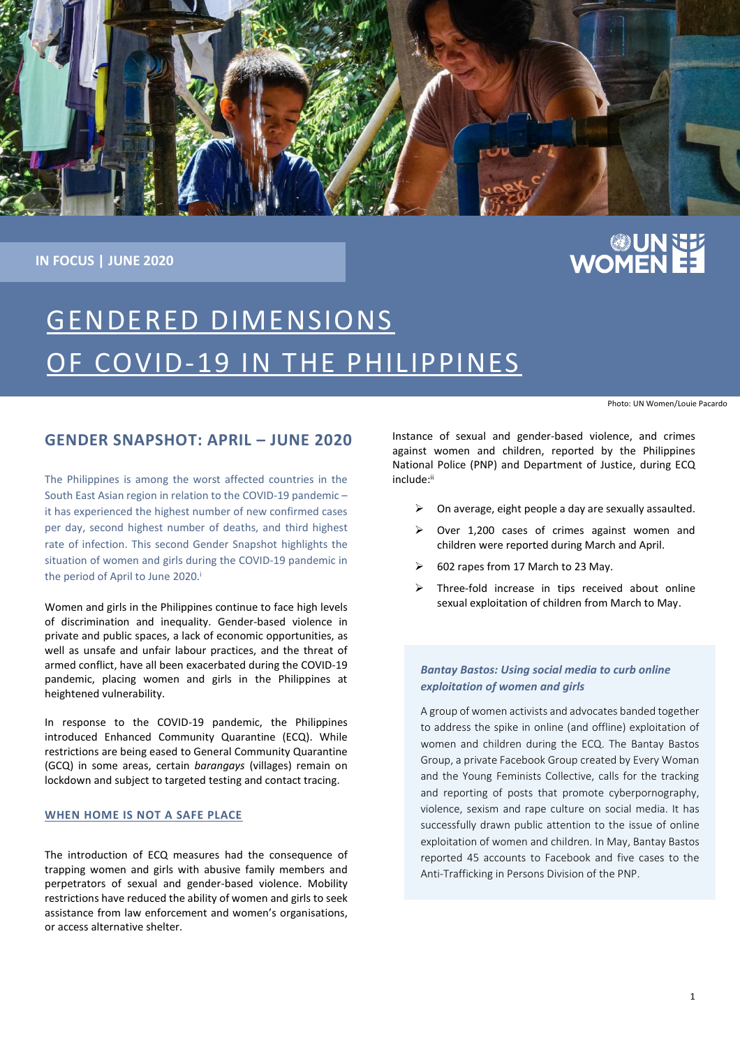IN FOCUS | JUNE 2020

# GENDERED DIMENSIONS OF COVID-19 IN THE PHILIPPINES

Photo: UN Women/Louie Pacardo

## GENDER SNAPSHOT: APRIL – JUNE 2020

The Philippines is among the worst affected countries in the South East Asian region in relation to the COVID-19 pandemic – it has experienced the highest number of new confirmed cases per day, second highest number of deaths, and third highest rate of infection. This second Gender Snapshot highlights the situation of women and girls during the COVID-19 pandemic in the period of April to June 2020.[i]

Women and girls in the Philippines continue to face high levels of discrimination and inequality. Gender-based violence in private and public spaces, a lack of economic opportunities, as well as unsafe and unfair labour practices, and the threat of armed conflict, have all been exacerbated during the COVID-19 pandemic, placing women and girls in the Philippines at heightened vulnerability.

In response to the COVID-19 pandemic, the Philippines introduced Enhanced Community Quarantine (ECQ). While restrictions are being eased to General Community Quarantine (GCQ) in some areas, certain *barangays* (villages) remain on lockdown and subject to targeted testing and contact tracing.

### WHEN HOME IS NOT A SAFE PLACE

The introduction of ECQ measures had the consequence of trapping women and girls with abusive family members and perpetrators of sexual and gender-based violence. Mobility restrictions have reduced the ability of women and girls to seek assistance from law enforcement and women's organisations, or access alternative shelter.

Instance of sexual and gender-based violence, and crimes against women and children, reported by the Philippines National Police (PNP) and Department of Justice, during ECQ include:[ii]

- On average, eight people a day are sexually assaulted.
- Over 1,200 cases of crimes against women and children were reported during March and April.
- 602 rapes from 17 March to 23 May.
- Three-fold increase in tips received about online sexual exploitation of children from March to May.

***Bantay Bastos: Using social media to curb online exploitation of women and girls***

A group of women activists and advocates banded together to address the spike in online (and offline) exploitation of women and children during the ECQ. The Bantay Bastos Group, a private Facebook Group created by Every Woman and the Young Feminists Collective, calls for the tracking and reporting of posts that promote cyberpornography, violence, sexism and rape culture on social media. It has successfully drawn public attention to the issue of online exploitation of women and children. In May, Bantay Bastos reported 45 accounts to Facebook and five cases to the Anti-Trafficking in Persons Division of the PNP.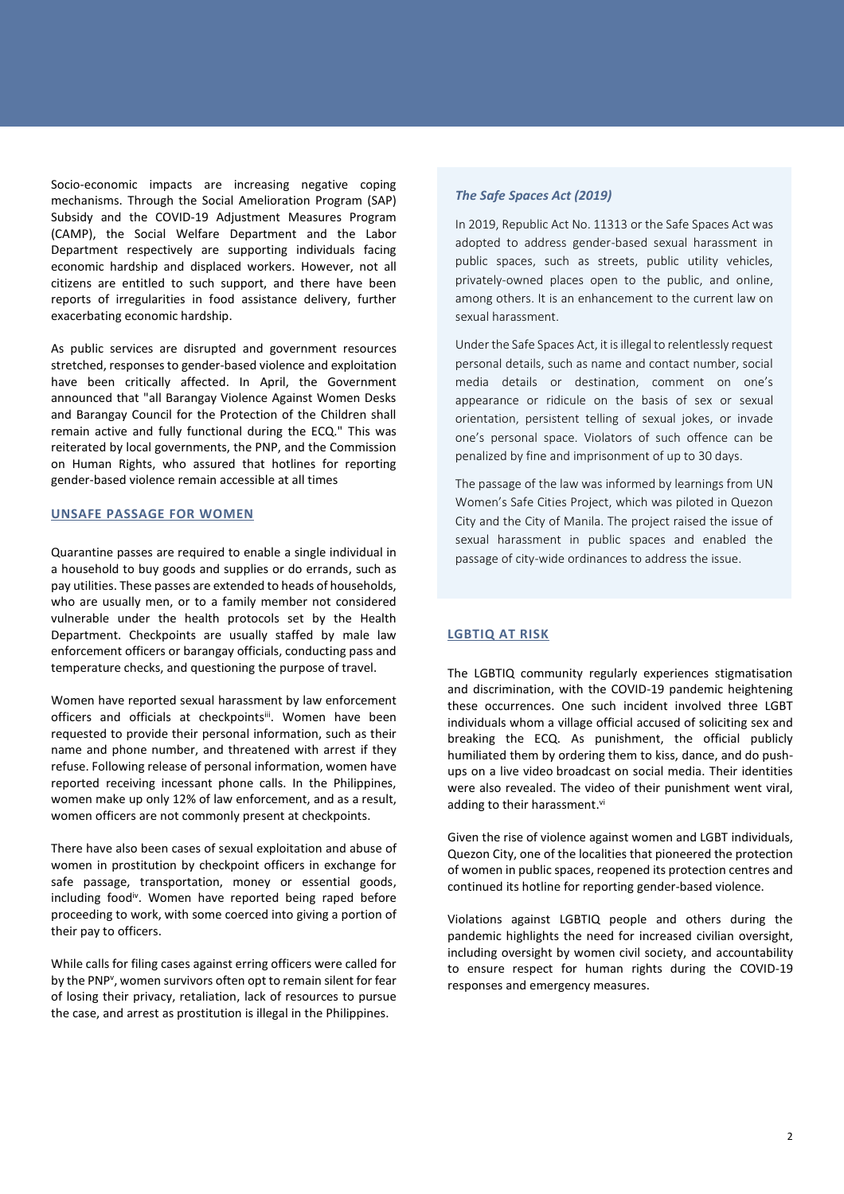Socio-economic impacts are increasing negative coping mechanisms. Through the Social Amelioration Program (SAP) Subsidy and the COVID-19 Adjustment Measures Program (CAMP), the Social Welfare Department and the Labor Department respectively are supporting individuals facing economic hardship and displaced workers. However, not all citizens are entitled to such support, and there have been reports of irregularities in food assistance delivery, further exacerbating economic hardship.

As public services are disrupted and government resources stretched, responses to gender-based violence and exploitation have been critically affected. In April, the Government announced that "all Barangay Violence Against Women Desks and Barangay Council for the Protection of the Children shall remain active and fully functional during the ECQ." This was reiterated by local governments, the PNP, and the Commission on Human Rights, who assured that hotlines for reporting gender-based violence remain accessible at all times

## UNSAFE PASSAGE FOR WOMEN

Quarantine passes are required to enable a single individual in a household to buy goods and supplies or do errands, such as pay utilities. These passes are extended to heads of households, who are usually men, or to a family member not considered vulnerable under the health protocols set by the Health Department. Checkpoints are usually staffed by male law enforcement officers or barangay officials, conducting pass and temperature checks, and questioning the purpose of travel.

Women have reported sexual harassment by law enforcement officers and officials at checkpoints[iii]. Women have been requested to provide their personal information, such as their name and phone number, and threatened with arrest if they refuse. Following release of personal information, women have reported receiving incessant phone calls. In the Philippines, women make up only 12% of law enforcement, and as a result, women officers are not commonly present at checkpoints.

There have also been cases of sexual exploitation and abuse of women in prostitution by checkpoint officers in exchange for safe passage, transportation, money or essential goods, including food[iv]. Women have reported being raped before proceeding to work, with some coerced into giving a portion of their pay to officers.

While calls for filing cases against erring officers were called for by the PNP[v], women survivors often opt to remain silent for fear of losing their privacy, retaliation, lack of resources to pursue the case, and arrest as prostitution is illegal in the Philippines.

### *The Safe Spaces Act (2019)*

In 2019, Republic Act No. 11313 or the Safe Spaces Act was adopted to address gender-based sexual harassment in public spaces, such as streets, public utility vehicles, privately-owned places open to the public, and online, among others. It is an enhancement to the current law on sexual harassment.

Under the Safe Spaces Act, it is illegal to relentlessly request personal details, such as name and contact number, social media details or destination, comment on one's appearance or ridicule on the basis of sex or sexual orientation, persistent telling of sexual jokes, or invade one's personal space. Violators of such offence can be penalized by fine and imprisonment of up to 30 days.

The passage of the law was informed by learnings from UN Women's Safe Cities Project, which was piloted in Quezon City and the City of Manila. The project raised the issue of sexual harassment in public spaces and enabled the passage of city-wide ordinances to address the issue.

## LGBTIQ AT RISK

The LGBTIQ community regularly experiences stigmatisation and discrimination, with the COVID-19 pandemic heightening these occurrences. One such incident involved three LGBT individuals whom a village official accused of soliciting sex and breaking the ECQ. As punishment, the official publicly humiliated them by ordering them to kiss, dance, and do push-ups on a live video broadcast on social media. Their identities were also revealed. The video of their punishment went viral, adding to their harassment.[vi]

Given the rise of violence against women and LGBT individuals, Quezon City, one of the localities that pioneered the protection of women in public spaces, reopened its protection centres and continued its hotline for reporting gender-based violence.

Violations against LGBTIQ people and others during the pandemic highlights the need for increased civilian oversight, including oversight by women civil society, and accountability to ensure respect for human rights during the COVID-19 responses and emergency measures.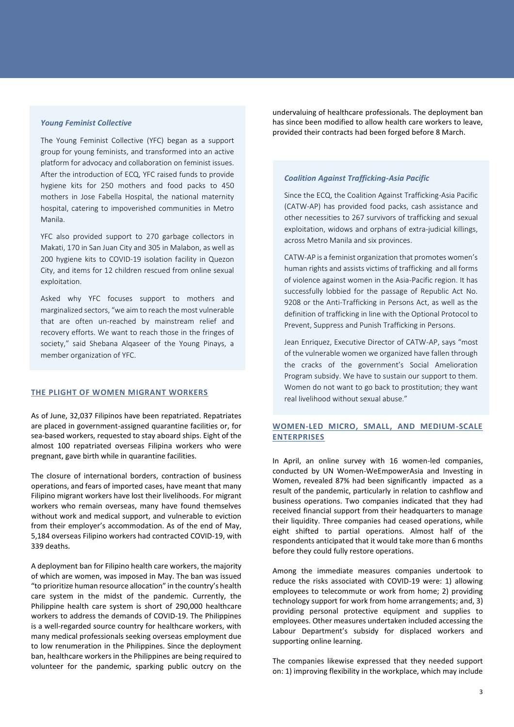### *Young Feminist Collective*

The Young Feminist Collective (YFC) began as a support group for young feminists, and transformed into an active platform for advocacy and collaboration on feminist issues. After the introduction of ECQ, YFC raised funds to provide hygiene kits for 250 mothers and food packs to 450 mothers in Jose Fabella Hospital, the national maternity hospital, catering to impoverished communities in Metro Manila.

YFC also provided support to 270 garbage collectors in Makati, 170 in San Juan City and 305 in Malabon, as well as 200 hygiene kits to COVID-19 isolation facility in Quezon City, and items for 12 children rescued from online sexual exploitation.

Asked why YFC focuses support to mothers and marginalized sectors, "we aim to reach the most vulnerable that are often un-reached by mainstream relief and recovery efforts. We want to reach those in the fringes of society," said Shebana Alqaseer of the Young Pinays, a member organization of YFC.

## THE PLIGHT OF WOMEN MIGRANT WORKERS

As of June, 32,037 Filipinos have been repatriated. Repatriates are placed in government-assigned quarantine facilities or, for sea-based workers, requested to stay aboard ships. Eight of the almost 100 repatriated overseas Filipina workers who were pregnant, gave birth while in quarantine facilities.

The closure of international borders, contraction of business operations, and fears of imported cases, have meant that many Filipino migrant workers have lost their livelihoods. For migrant workers who remain overseas, many have found themselves without work and medical support, and vulnerable to eviction from their employer's accommodation. As of the end of May, 5,184 overseas Filipino workers had contracted COVID-19, with 339 deaths.

A deployment ban for Filipino health care workers, the majority of which are women, was imposed in May. The ban was issued "to prioritize human resource allocation" in the country's health care system in the midst of the pandemic. Currently, the Philippine health care system is short of 290,000 healthcare workers to address the demands of COVID-19. The Philippines is a well-regarded source country for healthcare workers, with many medical professionals seeking overseas employment due to low renumeration in the Philippines. Since the deployment ban, healthcare workers in the Philippines are being required to volunteer for the pandemic, sparking public outcry on the undervaluing of healthcare professionals. The deployment ban has since been modified to allow health care workers to leave, provided their contracts had been forged before 8 March.

### *Coalition Against Trafficking-Asia Pacific*

Since the ECQ, the Coalition Against Trafficking-Asia Pacific (CATW-AP) has provided food packs, cash assistance and other necessities to 267 survivors of trafficking and sexual exploitation, widows and orphans of extra-judicial killings, across Metro Manila and six provinces.

CATW-AP is a feminist organization that promotes women's human rights and assists victims of trafficking and all forms of violence against women in the Asia-Pacific region. It has successfully lobbied for the passage of Republic Act No. 9208 or the Anti-Trafficking in Persons Act, as well as the definition of trafficking in line with the Optional Protocol to Prevent, Suppress and Punish Trafficking in Persons.

Jean Enriquez, Executive Director of CATW-AP, says "most of the vulnerable women we organized have fallen through the cracks of the government's Social Amelioration Program subsidy. We have to sustain our support to them. Women do not want to go back to prostitution; they want real livelihood without sexual abuse."

## WOMEN-LED MICRO, SMALL, AND MEDIUM-SCALE ENTERPRISES

In April, an online survey with 16 women-led companies, conducted by UN Women-WeEmpowerAsia and Investing in Women, revealed 87% had been significantly impacted as a result of the pandemic, particularly in relation to cashflow and business operations. Two companies indicated that they had received financial support from their headquarters to manage their liquidity. Three companies had ceased operations, while eight shifted to partial operations. Almost half of the respondents anticipated that it would take more than 6 months before they could fully restore operations.

Among the immediate measures companies undertook to reduce the risks associated with COVID-19 were: 1) allowing employees to telecommute or work from home; 2) providing technology support for work from home arrangements; and, 3) providing personal protective equipment and supplies to employees. Other measures undertaken included accessing the Labour Department's subsidy for displaced workers and supporting online learning.

The companies likewise expressed that they needed support on: 1) improving flexibility in the workplace, which may include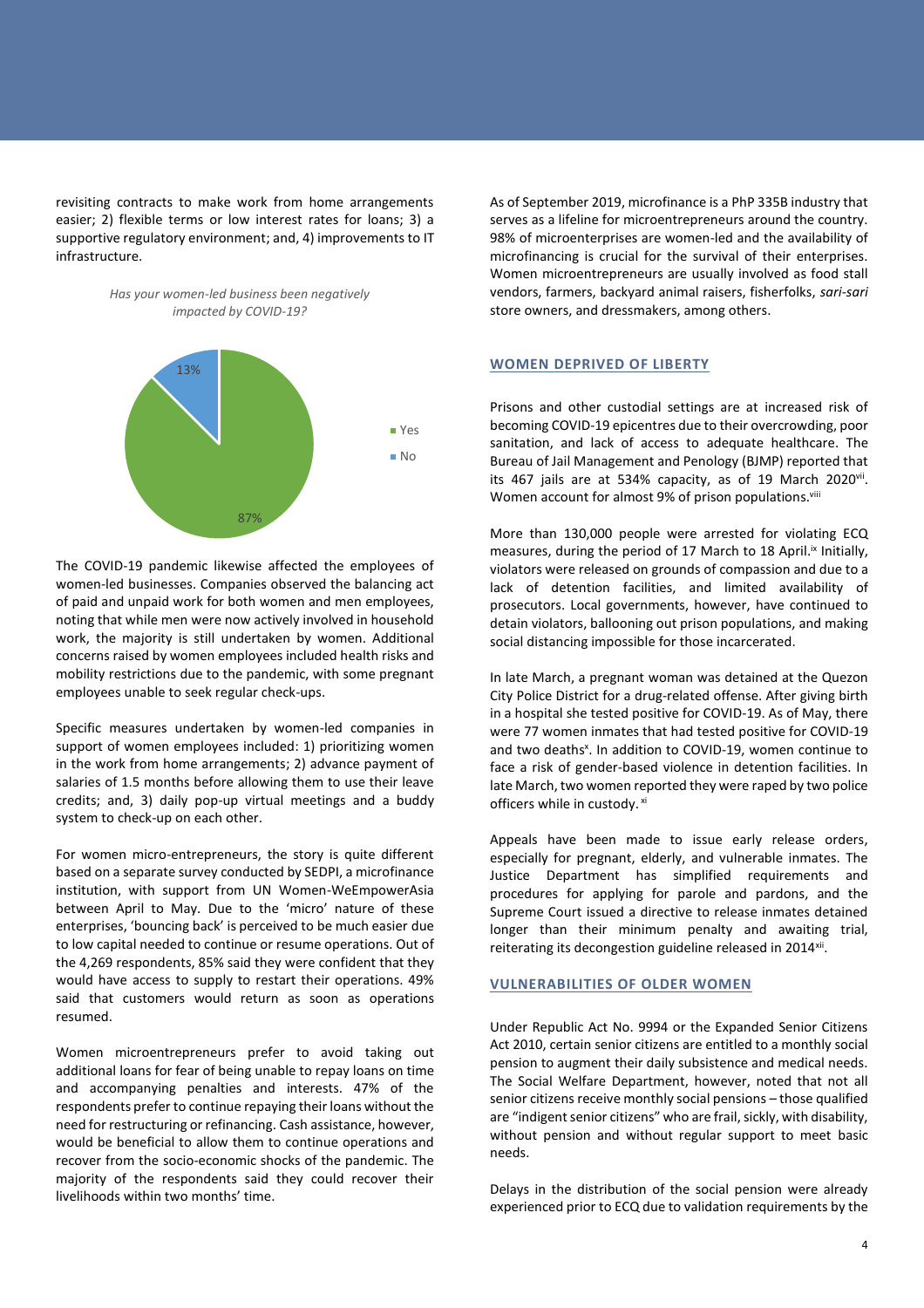revisiting contracts to make work from home arrangements easier; 2) flexible terms or low interest rates for loans; 3) a supportive regulatory environment; and, 4) improvements to IT infrastructure.

*Has your women-led business been negatively impacted by COVID-19?*

| Response | Percentage |
|---|---|
| Yes | 87% |
| No | 13% |

The COVID-19 pandemic likewise affected the employees of women-led businesses. Companies observed the balancing act of paid and unpaid work for both women and men employees, noting that while men were now actively involved in household work, the majority is still undertaken by women. Additional concerns raised by women employees included health risks and mobility restrictions due to the pandemic, with some pregnant employees unable to seek regular check-ups.

Specific measures undertaken by women-led companies in support of women employees included: 1) prioritizing women in the work from home arrangements; 2) advance payment of salaries of 1.5 months before allowing them to use their leave credits; and, 3) daily pop-up virtual meetings and a buddy system to check-up on each other.

For women micro-entrepreneurs, the story is quite different based on a separate survey conducted by SEDPI, a microfinance institution, with support from UN Women-WeEmpowerAsia between April to May. Due to the 'micro' nature of these enterprises, 'bouncing back' is perceived to be much easier due to low capital needed to continue or resume operations. Out of the 4,269 respondents, 85% said they were confident that they would have access to supply to restart their operations. 49% said that customers would return as soon as operations resumed.

Women microentrepreneurs prefer to avoid taking out additional loans for fear of being unable to repay loans on time and accompanying penalties and interests. 47% of the respondents prefer to continue repaying their loans without the need for restructuring or refinancing. Cash assistance, however, would be beneficial to allow them to continue operations and recover from the socio-economic shocks of the pandemic. The majority of the respondents said they could recover their livelihoods within two months' time.

As of September 2019, microfinance is a PhP 335B industry that serves as a lifeline for microentrepreneurs around the country. 98% of microenterprises are women-led and the availability of microfinancing is crucial for the survival of their enterprises. Women microentrepreneurs are usually involved as food stall vendors, farmers, backyard animal raisers, fisherfolks, *sari-sari* store owners, and dressmakers, among others.

## WOMEN DEPRIVED OF LIBERTY

Prisons and other custodial settings are at increased risk of becoming COVID-19 epicentres due to their overcrowding, poor sanitation, and lack of access to adequate healthcare. The Bureau of Jail Management and Penology (BJMP) reported that its 467 jails are at 534% capacity, as of 19 March 2020[vii]. Women account for almost 9% of prison populations.[viii]

More than 130,000 people were arrested for violating ECQ measures, during the period of 17 March to 18 April.[ix] Initially, violators were released on grounds of compassion and due to a lack of detention facilities, and limited availability of prosecutors. Local governments, however, have continued to detain violators, ballooning out prison populations, and making social distancing impossible for those incarcerated.

In late March, a pregnant woman was detained at the Quezon City Police District for a drug-related offense. After giving birth in a hospital she tested positive for COVID-19. As of May, there were 77 women inmates that had tested positive for COVID-19 and two deaths[x]. In addition to COVID-19, women continue to face a risk of gender-based violence in detention facilities. In late March, two women reported they were raped by two police officers while in custody.[xi]

Appeals have been made to issue early release orders, especially for pregnant, elderly, and vulnerable inmates. The Justice Department has simplified requirements and procedures for applying for parole and pardons, and the Supreme Court issued a directive to release inmates detained longer than their minimum penalty and awaiting trial, reiterating its decongestion guideline released in 2014[xii].

## VULNERABILITIES OF OLDER WOMEN

Under Republic Act No. 9994 or the Expanded Senior Citizens Act 2010, certain senior citizens are entitled to a monthly social pension to augment their daily subsistence and medical needs. The Social Welfare Department, however, noted that not all senior citizens receive monthly social pensions – those qualified are "indigent senior citizens" who are frail, sickly, with disability, without pension and without regular support to meet basic needs.

Delays in the distribution of the social pension were already experienced prior to ECQ due to validation requirements by the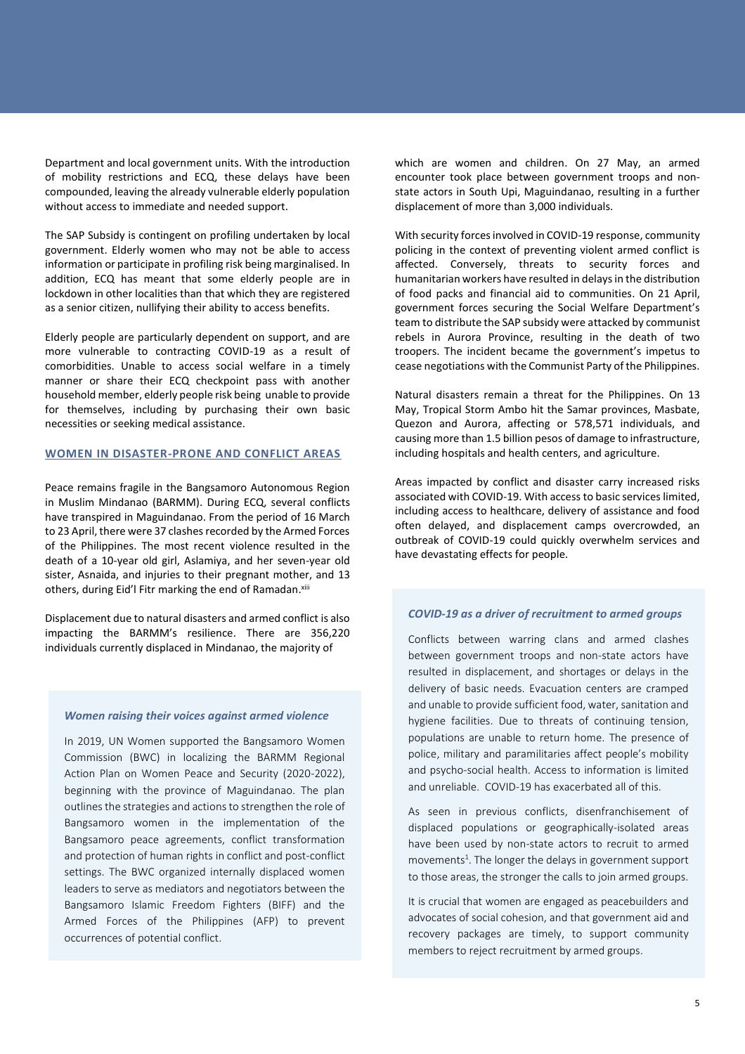Department and local government units. With the introduction of mobility restrictions and ECQ, these delays have been compounded, leaving the already vulnerable elderly population without access to immediate and needed support.

The SAP Subsidy is contingent on profiling undertaken by local government. Elderly women who may not be able to access information or participate in profiling risk being marginalised. In addition, ECQ has meant that some elderly people are in lockdown in other localities than that which they are registered as a senior citizen, nullifying their ability to access benefits.

Elderly people are particularly dependent on support, and are more vulnerable to contracting COVID-19 as a result of comorbidities. Unable to access social welfare in a timely manner or share their ECQ checkpoint pass with another household member, elderly people risk being unable to provide for themselves, including by purchasing their own basic necessities or seeking medical assistance.

## WOMEN IN DISASTER-PRONE AND CONFLICT AREAS

Peace remains fragile in the Bangsamoro Autonomous Region in Muslim Mindanao (BARMM). During ECQ, several conflicts have transpired in Maguindanao. From the period of 16 March to 23 April, there were 37 clashes recorded by the Armed Forces of the Philippines. The most recent violence resulted in the death of a 10-year old girl, Aslamiya, and her seven-year old sister, Asnaida, and injuries to their pregnant mother, and 13 others, during Eid'l Fitr marking the end of Ramadan.[xiii]

Displacement due to natural disasters and armed conflict is also impacting the BARMM's resilience. There are 356,220 individuals currently displaced in Mindanao, the majority of which are women and children. On 27 May, an armed encounter took place between government troops and non-state actors in South Upi, Maguindanao, resulting in a further displacement of more than 3,000 individuals.

With security forces involved in COVID-19 response, community policing in the context of preventing violent armed conflict is affected. Conversely, threats to security forces and humanitarian workers have resulted in delays in the distribution of food packs and financial aid to communities. On 21 April, government forces securing the Social Welfare Department's team to distribute the SAP subsidy were attacked by communist rebels in Aurora Province, resulting in the death of two troopers. The incident became the government's impetus to cease negotiations with the Communist Party of the Philippines.

Natural disasters remain a threat for the Philippines. On 13 May, Tropical Storm Ambo hit the Samar provinces, Masbate, Quezon and Aurora, affecting or 578,571 individuals, and causing more than 1.5 billion pesos of damage to infrastructure, including hospitals and health centers, and agriculture.

Areas impacted by conflict and disaster carry increased risks associated with COVID-19. With access to basic services limited, including access to healthcare, delivery of assistance and food often delayed, and displacement camps overcrowded, an outbreak of COVID-19 could quickly overwhelm services and have devastating effects for people.

### *Women raising their voices against armed violence*

In 2019, UN Women supported the Bangsamoro Women Commission (BWC) in localizing the BARMM Regional Action Plan on Women Peace and Security (2020-2022), beginning with the province of Maguindanao. The plan outlines the strategies and actions to strengthen the role of Bangsamoro women in the implementation of the Bangsamoro peace agreements, conflict transformation and protection of human rights in conflict and post-conflict settings. The BWC organized internally displaced women leaders to serve as mediators and negotiators between the Bangsamoro Islamic Freedom Fighters (BIFF) and the Armed Forces of the Philippines (AFP) to prevent occurrences of potential conflict.

### *COVID-19 as a driver of recruitment to armed groups*

Conflicts between warring clans and armed clashes between government troops and non-state actors have resulted in displacement, and shortages or delays in the delivery of basic needs. Evacuation centers are cramped and unable to provide sufficient food, water, sanitation and hygiene facilities. Due to threats of continuing tension, populations are unable to return home. The presence of police, military and paramilitaries affect people's mobility and psycho-social health. Access to information is limited and unreliable. COVID-19 has exacerbated all of this.

As seen in previous conflicts, disenfranchisement of displaced populations or geographically-isolated areas have been used by non-state actors to recruit to armed movements[1]. The longer the delays in government support to those areas, the stronger the calls to join armed groups.

It is crucial that women are engaged as peacebuilders and advocates of social cohesion, and that government aid and recovery packages are timely, to support community members to reject recruitment by armed groups.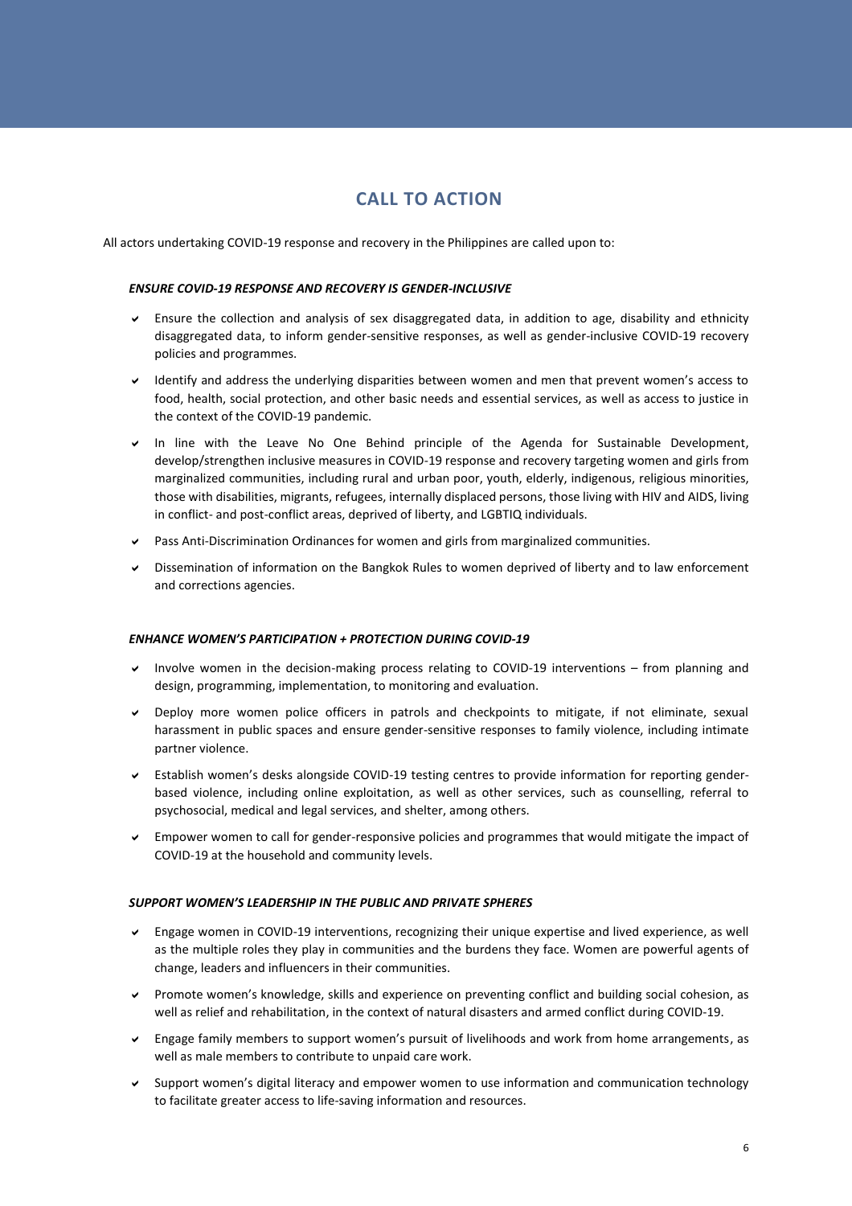## CALL TO ACTION

All actors undertaking COVID-19 response and recovery in the Philippines are called upon to:

### *ENSURE COVID-19 RESPONSE AND RECOVERY IS GENDER-INCLUSIVE*

- Ensure the collection and analysis of sex disaggregated data, in addition to age, disability and ethnicity disaggregated data, to inform gender-sensitive responses, as well as gender-inclusive COVID-19 recovery policies and programmes.
- Identify and address the underlying disparities between women and men that prevent women's access to food, health, social protection, and other basic needs and essential services, as well as access to justice in the context of the COVID-19 pandemic.
- In line with the Leave No One Behind principle of the Agenda for Sustainable Development, develop/strengthen inclusive measures in COVID-19 response and recovery targeting women and girls from marginalized communities, including rural and urban poor, youth, elderly, indigenous, religious minorities, those with disabilities, migrants, refugees, internally displaced persons, those living with HIV and AIDS, living in conflict- and post-conflict areas, deprived of liberty, and LGBTIQ individuals.
- Pass Anti-Discrimination Ordinances for women and girls from marginalized communities.
- Dissemination of information on the Bangkok Rules to women deprived of liberty and to law enforcement and corrections agencies.

### *ENHANCE WOMEN'S PARTICIPATION + PROTECTION DURING COVID-19*

- Involve women in the decision-making process relating to COVID-19 interventions – from planning and design, programming, implementation, to monitoring and evaluation.
- Deploy more women police officers in patrols and checkpoints to mitigate, if not eliminate, sexual harassment in public spaces and ensure gender-sensitive responses to family violence, including intimate partner violence.
- Establish women's desks alongside COVID-19 testing centres to provide information for reporting gender-based violence, including online exploitation, as well as other services, such as counselling, referral to psychosocial, medical and legal services, and shelter, among others.
- Empower women to call for gender-responsive policies and programmes that would mitigate the impact of COVID-19 at the household and community levels.

### *SUPPORT WOMEN'S LEADERSHIP IN THE PUBLIC AND PRIVATE SPHERES*

- Engage women in COVID-19 interventions, recognizing their unique expertise and lived experience, as well as the multiple roles they play in communities and the burdens they face. Women are powerful agents of change, leaders and influencers in their communities.
- Promote women's knowledge, skills and experience on preventing conflict and building social cohesion, as well as relief and rehabilitation, in the context of natural disasters and armed conflict during COVID-19.
- Engage family members to support women's pursuit of livelihoods and work from home arrangements, as well as male members to contribute to unpaid care work.
- Support women's digital literacy and empower women to use information and communication technology to facilitate greater access to life-saving information and resources.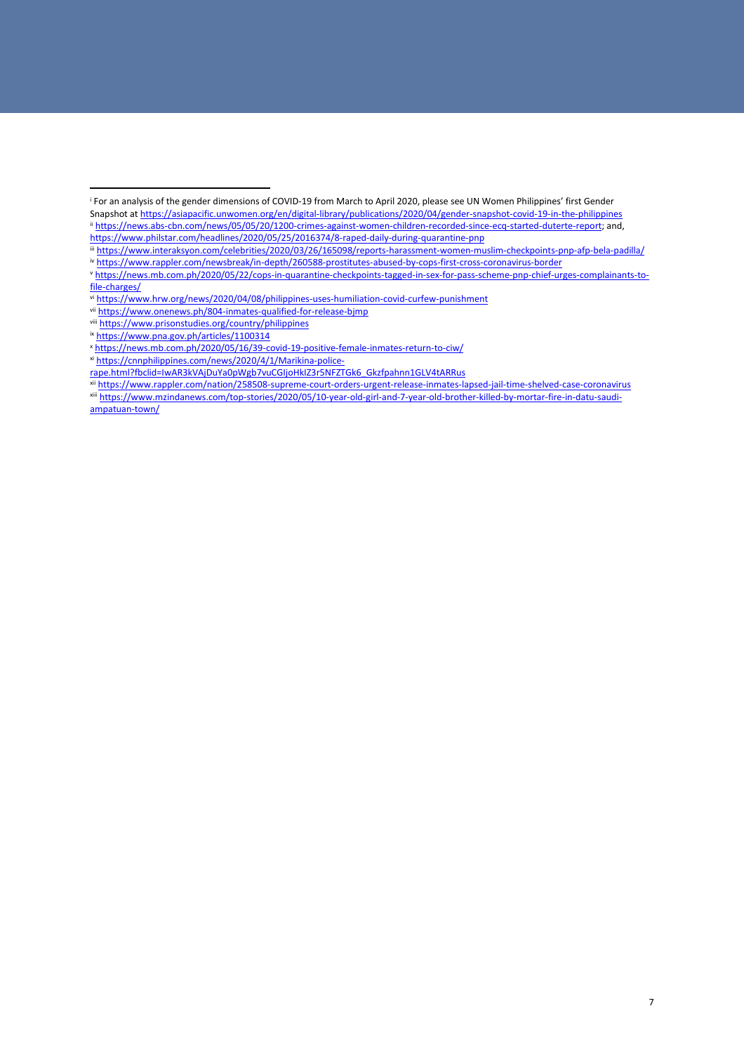[i] For an analysis of the gender dimensions of COVID-19 from March to April 2020, please see UN Women Philippines' first Gender Snapshot at https://asiapacific.unwomen.org/en/digital-library/publications/2020/04/gender-snapshot-covid-19-in-the-philippines

[ii] https://news.abs-cbn.com/news/05/05/20/1200-crimes-against-women-children-recorded-since-ecq-started-duterte-report; and, https://www.philstar.com/headlines/2020/05/25/2016374/8-raped-daily-during-quarantine-pnp

[iii] https://www.interaksyon.com/celebrities/2020/03/26/165098/reports-harassment-women-muslim-checkpoints-pnp-afp-bela-padilla/

[iv] https://www.rappler.com/newsbreak/in-depth/260588-prostitutes-abused-by-cops-first-cross-coronavirus-border

[v] https://news.mb.com.ph/2020/05/22/cops-in-quarantine-checkpoints-tagged-in-sex-for-pass-scheme-pnp-chief-urges-complainants-to-file-charges/

[vi] https://www.hrw.org/news/2020/04/08/philippines-uses-humiliation-covid-curfew-punishment

[vii] https://www.onenews.ph/804-inmates-qualified-for-release-bjmp

[viii] https://www.prisonstudies.org/country/philippines

[ix] https://www.pna.gov.ph/articles/1100314

[x] https://news.mb.com.ph/2020/05/16/39-covid-19-positive-female-inmates-return-to-ciw/

[xi] https://cnnphilippines.com/news/2020/4/1/Marikina-police-rape.html?fbclid=IwAR3kVAjDuYa0pWgb7vuCGIjoHkIZ3r5NFZTGk6_Gkzfpahnn1GLV4tARRus

[xii] https://www.rappler.com/nation/258508-supreme-court-orders-urgent-release-inmates-lapsed-jail-time-shelved-case-coronavirus

[xiii] https://www.mzindanews.com/top-stories/2020/05/10-year-old-girl-and-7-year-old-brother-killed-by-mortar-fire-in-datu-saudi-ampatuan-town/